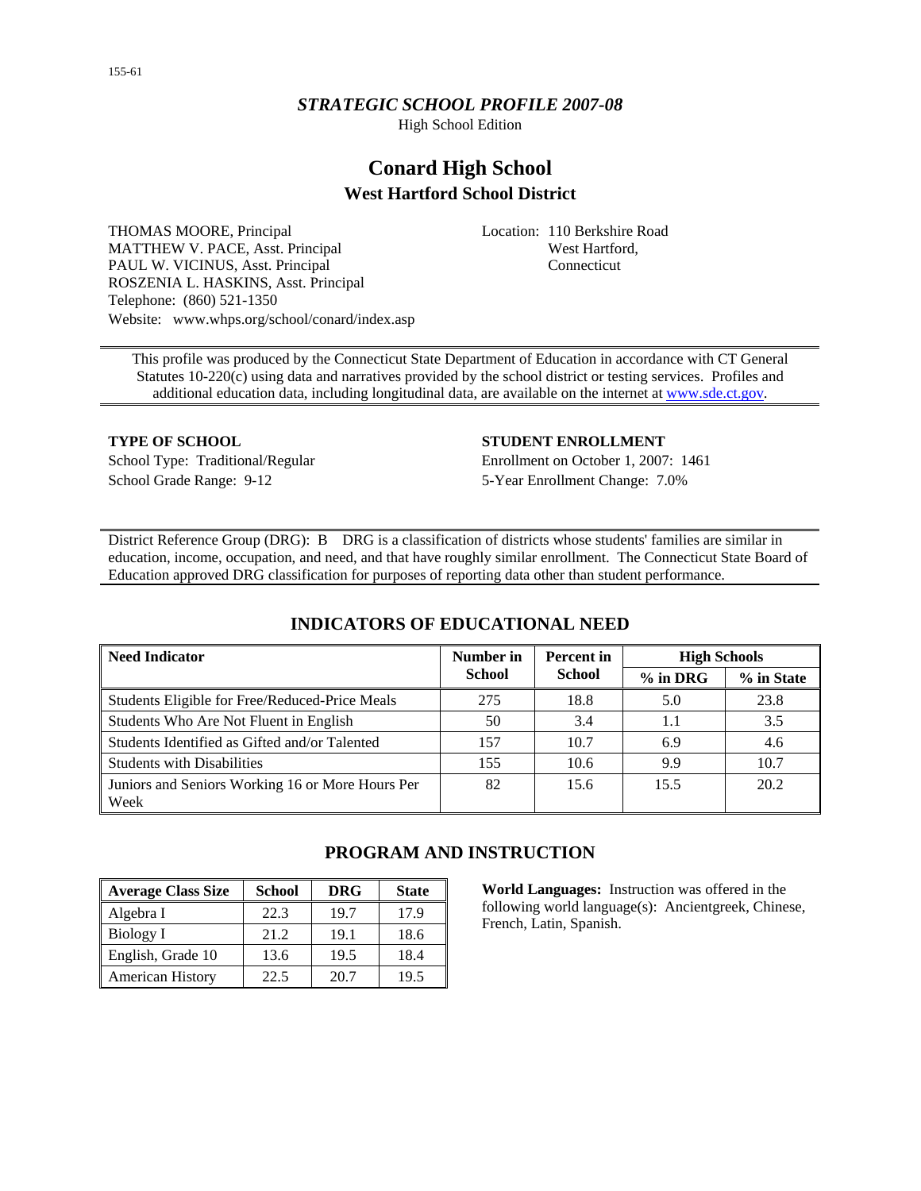155-61

# *STRATEGIC SCHOOL PROFILE 2007-08*

High School Edition

## Conard High School

### West Hartford School District

THOMAS MOORE, Principal
MATTHEW V. PACE, Asst. Principal
PAUL W. VICINUS, Asst. Principal
ROSZENIA L. HASKINS, Asst. Principal
Telephone: (860) 521-1350
Website: www.whps.org/school/conard/index.asp

Location: 110 Berkshire Road
West Hartford,
Connecticut

This profile was produced by the Connecticut State Department of Education in accordance with CT General Statutes 10-220(c) using data and narratives provided by the school district or testing services. Profiles and additional education data, including longitudinal data, are available on the internet at www.sde.ct.gov.

**TYPE OF SCHOOL**

School Type: Traditional/Regular
School Grade Range: 9-12

**STUDENT ENROLLMENT**

Enrollment on October 1, 2007: 1461
5-Year Enrollment Change: 7.0%

District Reference Group (DRG): B DRG is a classification of districts whose students' families are similar in education, income, occupation, and need, and that have roughly similar enrollment. The Connecticut State Board of Education approved DRG classification for purposes of reporting data other than student performance.

## INDICATORS OF EDUCATIONAL NEED

| Need Indicator | Number in School | Percent in School | High Schools | |
|---|---|---|---|---|
| | | | % in DRG | % in State |
| Students Eligible for Free/Reduced-Price Meals | 275 | 18.8 | 5.0 | 23.8 |
| Students Who Are Not Fluent in English | 50 | 3.4 | 1.1 | 3.5 |
| Students Identified as Gifted and/or Talented | 157 | 10.7 | 6.9 | 4.6 |
| Students with Disabilities | 155 | 10.6 | 9.9 | 10.7 |
| Juniors and Seniors Working 16 or More Hours Per Week | 82 | 15.6 | 15.5 | 20.2 |

## PROGRAM AND INSTRUCTION

| Average Class Size | School | DRG | State |
|---|---|---|---|
| Algebra I | 22.3 | 19.7 | 17.9 |
| Biology I | 21.2 | 19.1 | 18.6 |
| English, Grade 10 | 13.6 | 19.5 | 18.4 |
| American History | 22.5 | 20.7 | 19.5 |

**World Languages:** Instruction was offered in the following world language(s): Ancientgreek, Chinese, French, Latin, Spanish.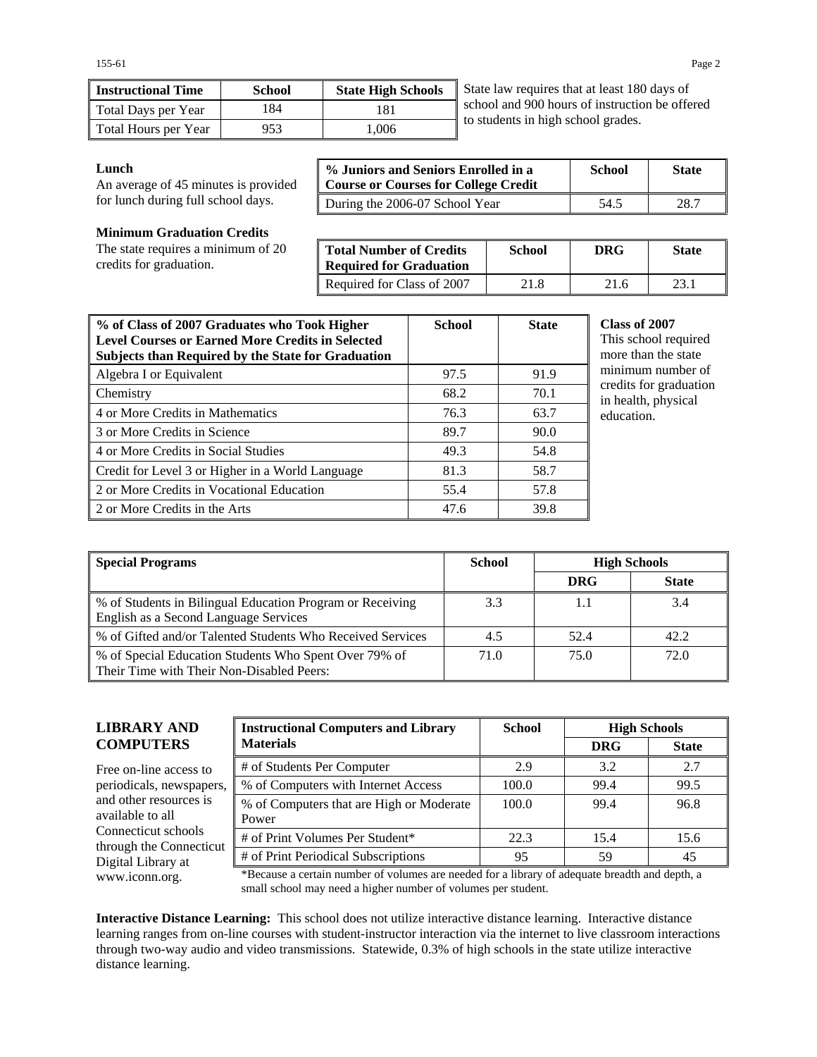| Instructional Time | School | State High Schools |
|---|---|---|
| Total Days per Year | 184 | 181 |
| Total Hours per Year | 953 | 1,006 |

State law requires that at least 180 days of school and 900 hours of instruction be offered to students in high school grades.

**Lunch**

An average of 45 minutes is provided for lunch during full school days.

| % Juniors and Seniors Enrolled in a Course or Courses for College Credit | School | State |
|---|---|---|
| During the 2006-07 School Year | 54.5 | 28.7 |

**Minimum Graduation Credits**

The state requires a minimum of 20 credits for graduation.

| Total Number of Credits Required for Graduation | School | DRG | State |
|---|---|---|---|
| Required for Class of 2007 | 21.8 | 21.6 | 23.1 |

| % of Class of 2007 Graduates who Took Higher Level Courses or Earned More Credits in Selected Subjects than Required by the State for Graduation | School | State |
|---|---|---|
| Algebra I or Equivalent | 97.5 | 91.9 |
| Chemistry | 68.2 | 70.1 |
| 4 or More Credits in Mathematics | 76.3 | 63.7 |
| 3 or More Credits in Science | 89.7 | 90.0 |
| 4 or More Credits in Social Studies | 49.3 | 54.8 |
| Credit for Level 3 or Higher in a World Language | 81.3 | 58.7 |
| 2 or More Credits in Vocational Education | 55.4 | 57.8 |
| 2 or More Credits in the Arts | 47.6 | 39.8 |

**Class of 2007**

This school required more than the state minimum number of credits for graduation in health, physical education.

| Special Programs | School | High Schools | |
|---|---|---|---|
| | | DRG | State |
| % of Students in Bilingual Education Program or Receiving English as a Second Language Services | 3.3 | 1.1 | 3.4 |
| % of Gifted and/or Talented Students Who Received Services | 4.5 | 52.4 | 42.2 |
| % of Special Education Students Who Spent Over 79% of Their Time with Their Non-Disabled Peers: | 71.0 | 75.0 | 72.0 |

## LIBRARY AND COMPUTERS

Free on-line access to periodicals, newspapers, and other resources is available to all Connecticut schools through the Connecticut Digital Library at www.iconn.org.

| Instructional Computers and Library Materials | School | High Schools | |
|---|---|---|---|
| | | DRG | State |
| # of Students Per Computer | 2.9 | 3.2 | 2.7 |
| % of Computers with Internet Access | 100.0 | 99.4 | 99.5 |
| % of Computers that are High or Moderate Power | 100.0 | 99.4 | 96.8 |
| # of Print Volumes Per Student* | 22.3 | 15.4 | 15.6 |
| # of Print Periodical Subscriptions | 95 | 59 | 45 |

*Because a certain number of volumes are needed for a library of adequate breadth and depth, a small school may need a higher number of volumes per student.

**Interactive Distance Learning:** This school does not utilize interactive distance learning. Interactive distance learning ranges from on-line courses with student-instructor interaction via the internet to live classroom interactions through two-way audio and video transmissions. Statewide, 0.3% of high schools in the state utilize interactive distance learning.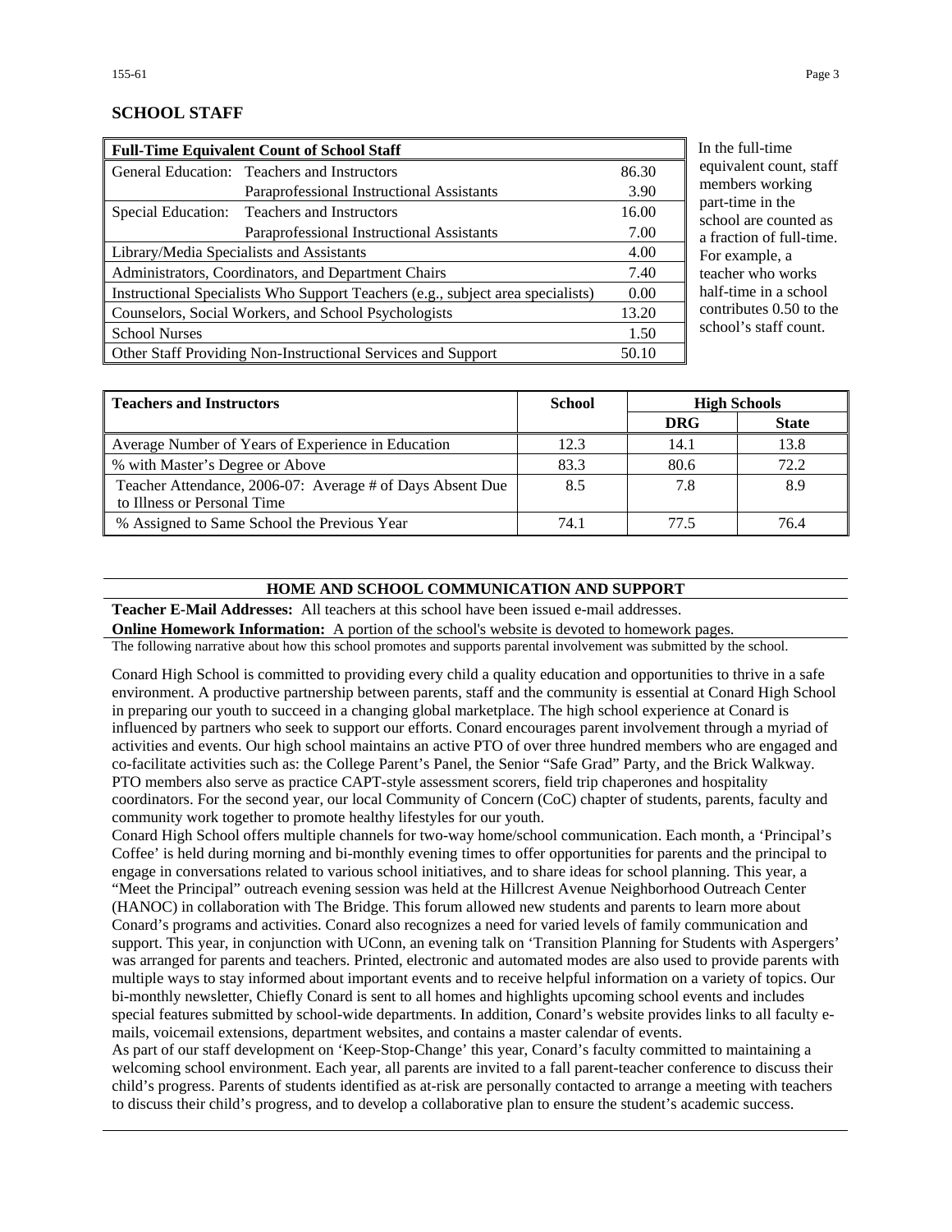## SCHOOL STAFF

| Full-Time Equivalent Count of School Staff | | |
|---|---|---|
| General Education: | Teachers and Instructors | 86.30 |
| | Paraprofessional Instructional Assistants | 3.90 |
| Special Education: | Teachers and Instructors | 16.00 |
| | Paraprofessional Instructional Assistants | 7.00 |
| Library/Media Specialists and Assistants | | 4.00 |
| Administrators, Coordinators, and Department Chairs | | 7.40 |
| Instructional Specialists Who Support Teachers (e.g., subject area specialists) | | 0.00 |
| Counselors, Social Workers, and School Psychologists | | 13.20 |
| School Nurses | | 1.50 |
| Other Staff Providing Non-Instructional Services and Support | | 50.10 |

In the full-time equivalent count, staff members working part-time in the school are counted as a fraction of full-time. For example, a teacher who works half-time in a school contributes 0.50 to the school's staff count.

| Teachers and Instructors | School | High Schools | |
|---|---|---|---|
| | | DRG | State |
| Average Number of Years of Experience in Education | 12.3 | 14.1 | 13.8 |
| % with Master's Degree or Above | 83.3 | 80.6 | 72.2 |
| Teacher Attendance, 2006-07: Average # of Days Absent Due to Illness or Personal Time | 8.5 | 7.8 | 8.9 |
| % Assigned to Same School the Previous Year | 74.1 | 77.5 | 76.4 |

## HOME AND SCHOOL COMMUNICATION AND SUPPORT

**Teacher E-Mail Addresses:** All teachers at this school have been issued e-mail addresses.

**Online Homework Information:** A portion of the school's website is devoted to homework pages.

The following narrative about how this school promotes and supports parental involvement was submitted by the school.

Conard High School is committed to providing every child a quality education and opportunities to thrive in a safe environment. A productive partnership between parents, staff and the community is essential at Conard High School in preparing our youth to succeed in a changing global marketplace. The high school experience at Conard is influenced by partners who seek to support our efforts. Conard encourages parent involvement through a myriad of activities and events. Our high school maintains an active PTO of over three hundred members who are engaged and co-facilitate activities such as: the College Parent's Panel, the Senior "Safe Grad" Party, and the Brick Walkway. PTO members also serve as practice CAPT-style assessment scorers, field trip chaperones and hospitality coordinators. For the second year, our local Community of Concern (CoC) chapter of students, parents, faculty and community work together to promote healthy lifestyles for our youth.

Conard High School offers multiple channels for two-way home/school communication. Each month, a 'Principal's Coffee' is held during morning and bi-monthly evening times to offer opportunities for parents and the principal to engage in conversations related to various school initiatives, and to share ideas for school planning. This year, a "Meet the Principal" outreach evening session was held at the Hillcrest Avenue Neighborhood Outreach Center (HANOC) in collaboration with The Bridge. This forum allowed new students and parents to learn more about Conard's programs and activities. Conard also recognizes a need for varied levels of family communication and support. This year, in conjunction with UConn, an evening talk on 'Transition Planning for Students with Aspergers' was arranged for parents and teachers. Printed, electronic and automated modes are also used to provide parents with multiple ways to stay informed about important events and to receive helpful information on a variety of topics. Our bi-monthly newsletter, Chiefly Conard is sent to all homes and highlights upcoming school events and includes special features submitted by school-wide departments. In addition, Conard's website provides links to all faculty e-mails, voicemail extensions, department websites, and contains a master calendar of events.

As part of our staff development on 'Keep-Stop-Change' this year, Conard's faculty committed to maintaining a welcoming school environment. Each year, all parents are invited to a fall parent-teacher conference to discuss their child's progress. Parents of students identified as at-risk are personally contacted to arrange a meeting with teachers to discuss their child's progress, and to develop a collaborative plan to ensure the student's academic success.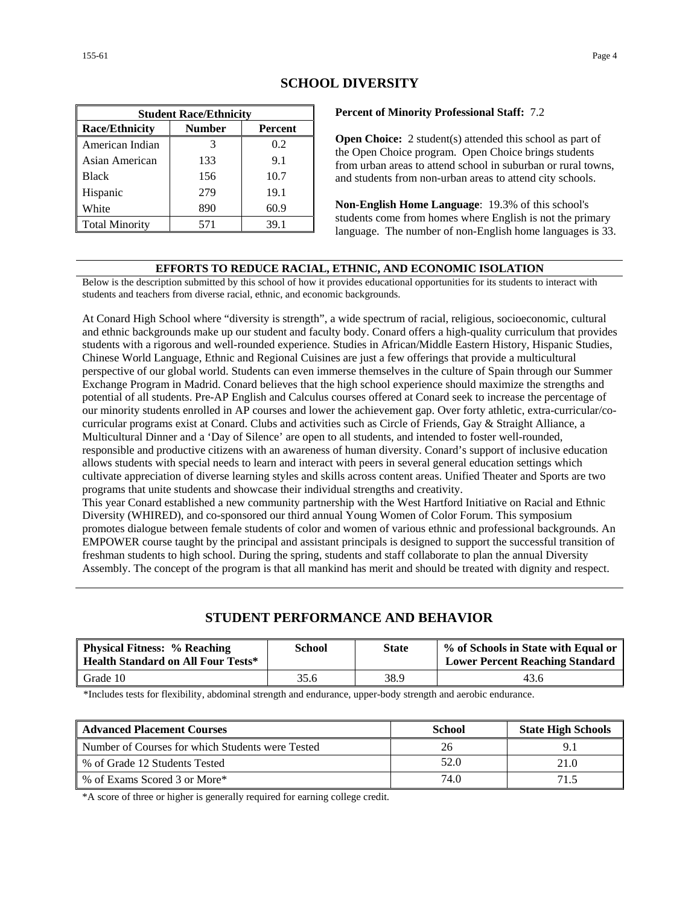## SCHOOL DIVERSITY

| Student Race/Ethnicity | | |
|---|---|---|
| **Race/Ethnicity** | **Number** | **Percent** |
| American Indian | 3 | 0.2 |
| Asian American | 133 | 9.1 |
| Black | 156 | 10.7 |
| Hispanic | 279 | 19.1 |
| White | 890 | 60.9 |
| Total Minority | 571 | 39.1 |

**Percent of Minority Professional Staff:** 7.2

**Open Choice:** 2 student(s) attended this school as part of the Open Choice program. Open Choice brings students from urban areas to attend school in suburban or rural towns, and students from non-urban areas to attend city schools.

**Non-English Home Language**: 19.3% of this school's students come from homes where English is not the primary language. The number of non-English home languages is 33.

### EFFORTS TO REDUCE RACIAL, ETHNIC, AND ECONOMIC ISOLATION

Below is the description submitted by this school of how it provides educational opportunities for its students to interact with students and teachers from diverse racial, ethnic, and economic backgrounds.

At Conard High School where "diversity is strength", a wide spectrum of racial, religious, socioeconomic, cultural and ethnic backgrounds make up our student and faculty body. Conard offers a high-quality curriculum that provides students with a rigorous and well-rounded experience. Studies in African/Middle Eastern History, Hispanic Studies, Chinese World Language, Ethnic and Regional Cuisines are just a few offerings that provide a multicultural perspective of our global world. Students can even immerse themselves in the culture of Spain through our Summer Exchange Program in Madrid. Conard believes that the high school experience should maximize the strengths and potential of all students. Pre-AP English and Calculus courses offered at Conard seek to increase the percentage of our minority students enrolled in AP courses and lower the achievement gap. Over forty athletic, extra-curricular/co-curricular programs exist at Conard. Clubs and activities such as Circle of Friends, Gay & Straight Alliance, a Multicultural Dinner and a 'Day of Silence' are open to all students, and intended to foster well-rounded, responsible and productive citizens with an awareness of human diversity. Conard's support of inclusive education allows students with special needs to learn and interact with peers in several general education settings which cultivate appreciation of diverse learning styles and skills across content areas. Unified Theater and Sports are two programs that unite students and showcase their individual strengths and creativity.
This year Conard established a new community partnership with the West Hartford Initiative on Racial and Ethnic Diversity (WHIRED), and co-sponsored our third annual Young Women of Color Forum. This symposium promotes dialogue between female students of color and women of various ethnic and professional backgrounds. An EMPOWER course taught by the principal and assistant principals is designed to support the successful transition of freshman students to high school. During the spring, students and staff collaborate to plan the annual Diversity Assembly. The concept of the program is that all mankind has merit and should be treated with dignity and respect.

## STUDENT PERFORMANCE AND BEHAVIOR

| Physical Fitness: % Reaching Health Standard on All Four Tests* | School | State | % of Schools in State with Equal or Lower Percent Reaching Standard |
|---|---|---|---|
| Grade 10 | 35.6 | 38.9 | 43.6 |

*Includes tests for flexibility, abdominal strength and endurance, upper-body strength and aerobic endurance.

| Advanced Placement Courses | School | State High Schools |
|---|---|---|
| Number of Courses for which Students were Tested | 26 | 9.1 |
| % of Grade 12 Students Tested | 52.0 | 21.0 |
| % of Exams Scored 3 or More* | 74.0 | 71.5 |

*A score of three or higher is generally required for earning college credit.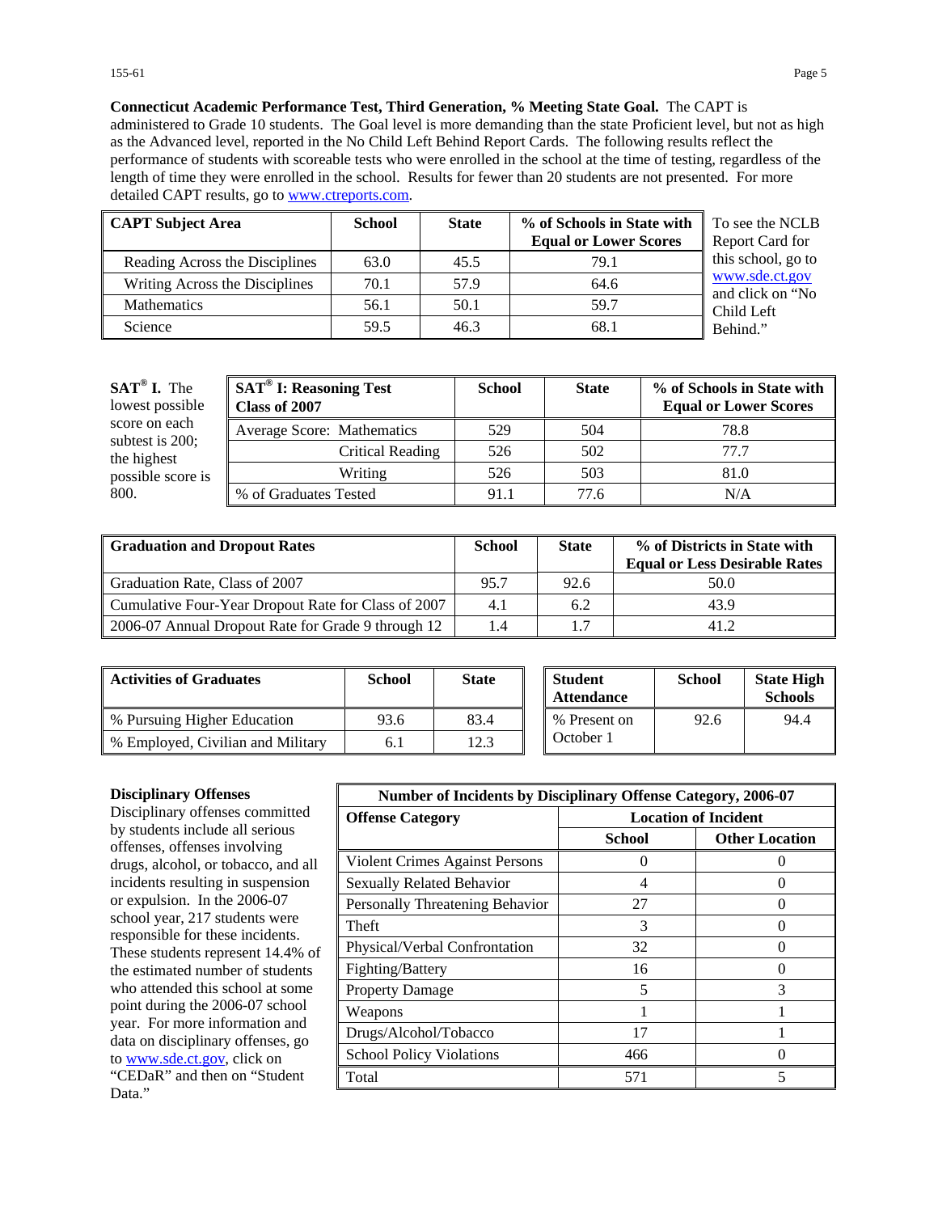**Connecticut Academic Performance Test, Third Generation, % Meeting State Goal.** The CAPT is administered to Grade 10 students. The Goal level is more demanding than the state Proficient level, but not as high as the Advanced level, reported in the No Child Left Behind Report Cards. The following results reflect the performance of students with scoreable tests who were enrolled in the school at the time of testing, regardless of the length of time they were enrolled in the school. Results for fewer than 20 students are not presented. For more detailed CAPT results, go to www.ctreports.com.

| CAPT Subject Area | School | State | % of Schools in State with Equal or Lower Scores |
|---|---|---|---|
| Reading Across the Disciplines | 63.0 | 45.5 | 79.1 |
| Writing Across the Disciplines | 70.1 | 57.9 | 64.6 |
| Mathematics | 56.1 | 50.1 | 59.7 |
| Science | 59.5 | 46.3 | 68.1 |

To see the NCLB Report Card for this school, go to www.sde.ct.gov and click on "No Child Left Behind."

**SAT® I.** The lowest possible score on each subtest is 200; the highest possible score is 800.

| SAT® I: Reasoning Test Class of 2007 | School | State | % of Schools in State with Equal or Lower Scores |
|---|---|---|---|
| Average Score: Mathematics | 529 | 504 | 78.8 |
| Critical Reading | 526 | 502 | 77.7 |
| Writing | 526 | 503 | 81.0 |
| % of Graduates Tested | 91.1 | 77.6 | N/A |

| Graduation and Dropout Rates | School | State | % of Districts in State with Equal or Less Desirable Rates |
|---|---|---|---|
| Graduation Rate, Class of 2007 | 95.7 | 92.6 | 50.0 |
| Cumulative Four-Year Dropout Rate for Class of 2007 | 4.1 | 6.2 | 43.9 |
| 2006-07 Annual Dropout Rate for Grade 9 through 12 | 1.4 | 1.7 | 41.2 |

| Activities of Graduates | School | State |
|---|---|---|
| % Pursuing Higher Education | 93.6 | 83.4 |
| % Employed, Civilian and Military | 6.1 | 12.3 |

| Student Attendance | School | State High Schools |
|---|---|---|
| % Present on October 1 | 92.6 | 94.4 |

**Disciplinary Offenses**
Disciplinary offenses committed by students include all serious offenses, offenses involving drugs, alcohol, or tobacco, and all incidents resulting in suspension or expulsion. In the 2006-07 school year, 217 students were responsible for these incidents. These students represent 14.4% of the estimated number of students who attended this school at some point during the 2006-07 school year. For more information and data on disciplinary offenses, go to www.sde.ct.gov, click on "CEDaR" and then on "Student Data."

| Number of Incidents by Disciplinary Offense Category, 2006-07 | | |
|---|---|---|
| **Offense Category** | **Location of Incident** | |
| | **School** | **Other Location** |
| Violent Crimes Against Persons | 0 | 0 |
| Sexually Related Behavior | 4 | 0 |
| Personally Threatening Behavior | 27 | 0 |
| Theft | 3 | 0 |
| Physical/Verbal Confrontation | 32 | 0 |
| Fighting/Battery | 16 | 0 |
| Property Damage | 5 | 3 |
| Weapons | 1 | 1 |
| Drugs/Alcohol/Tobacco | 17 | 1 |
| School Policy Violations | 466 | 0 |
| Total | 571 | 5 |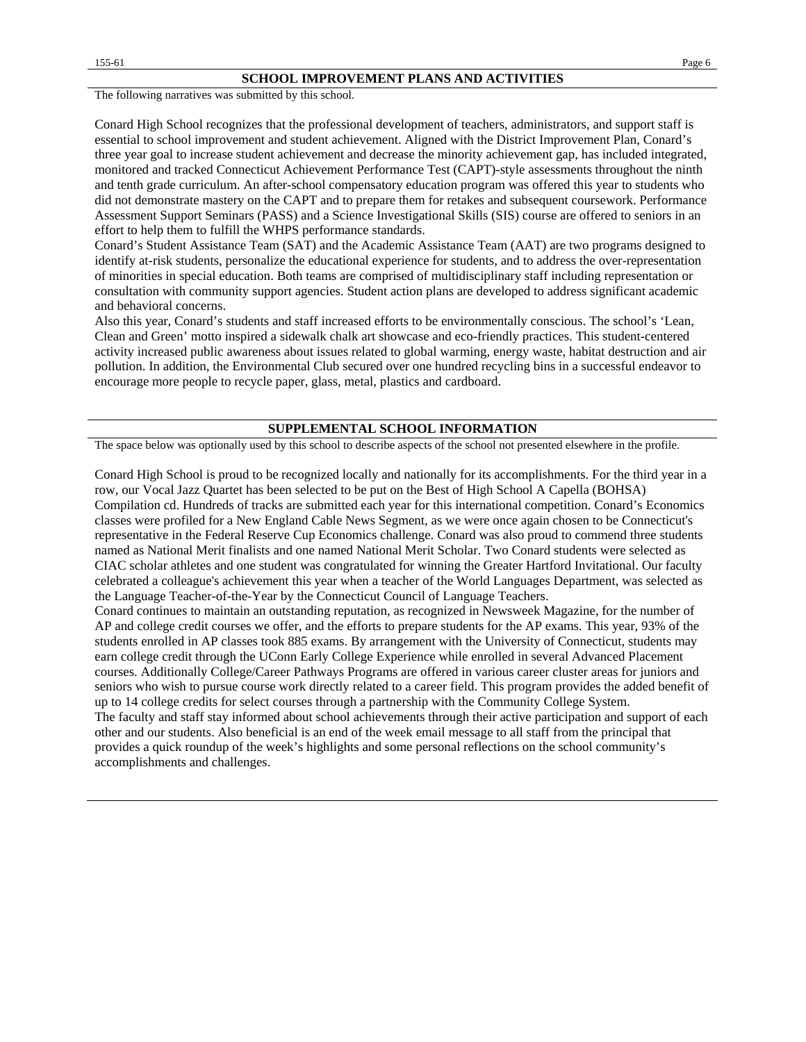## SCHOOL IMPROVEMENT PLANS AND ACTIVITIES

The following narratives was submitted by this school.

Conard High School recognizes that the professional development of teachers, administrators, and support staff is essential to school improvement and student achievement. Aligned with the District Improvement Plan, Conard's three year goal to increase student achievement and decrease the minority achievement gap, has included integrated, monitored and tracked Connecticut Achievement Performance Test (CAPT)-style assessments throughout the ninth and tenth grade curriculum. An after-school compensatory education program was offered this year to students who did not demonstrate mastery on the CAPT and to prepare them for retakes and subsequent coursework. Performance Assessment Support Seminars (PASS) and a Science Investigational Skills (SIS) course are offered to seniors in an effort to help them to fulfill the WHPS performance standards.

Conard's Student Assistance Team (SAT) and the Academic Assistance Team (AAT) are two programs designed to identify at-risk students, personalize the educational experience for students, and to address the over-representation of minorities in special education. Both teams are comprised of multidisciplinary staff including representation or consultation with community support agencies. Student action plans are developed to address significant academic and behavioral concerns.

Also this year, Conard's students and staff increased efforts to be environmentally conscious. The school's 'Lean, Clean and Green' motto inspired a sidewalk chalk art showcase and eco-friendly practices. This student-centered activity increased public awareness about issues related to global warming, energy waste, habitat destruction and air pollution. In addition, the Environmental Club secured over one hundred recycling bins in a successful endeavor to encourage more people to recycle paper, glass, metal, plastics and cardboard.

## SUPPLEMENTAL SCHOOL INFORMATION

The space below was optionally used by this school to describe aspects of the school not presented elsewhere in the profile.

Conard High School is proud to be recognized locally and nationally for its accomplishments. For the third year in a row, our Vocal Jazz Quartet has been selected to be put on the Best of High School A Capella (BOHSA) Compilation cd. Hundreds of tracks are submitted each year for this international competition. Conard's Economics classes were profiled for a New England Cable News Segment, as we were once again chosen to be Connecticut's representative in the Federal Reserve Cup Economics challenge. Conard was also proud to commend three students named as National Merit finalists and one named National Merit Scholar. Two Conard students were selected as CIAC scholar athletes and one student was congratulated for winning the Greater Hartford Invitational. Our faculty celebrated a colleague's achievement this year when a teacher of the World Languages Department, was selected as the Language Teacher-of-the-Year by the Connecticut Council of Language Teachers.

Conard continues to maintain an outstanding reputation, as recognized in Newsweek Magazine, for the number of AP and college credit courses we offer, and the efforts to prepare students for the AP exams. This year, 93% of the students enrolled in AP classes took 885 exams. By arrangement with the University of Connecticut, students may earn college credit through the UConn Early College Experience while enrolled in several Advanced Placement courses. Additionally College/Career Pathways Programs are offered in various career cluster areas for juniors and seniors who wish to pursue course work directly related to a career field. This program provides the added benefit of up to 14 college credits for select courses through a partnership with the Community College System.

The faculty and staff stay informed about school achievements through their active participation and support of each other and our students. Also beneficial is an end of the week email message to all staff from the principal that provides a quick roundup of the week's highlights and some personal reflections on the school community's accomplishments and challenges.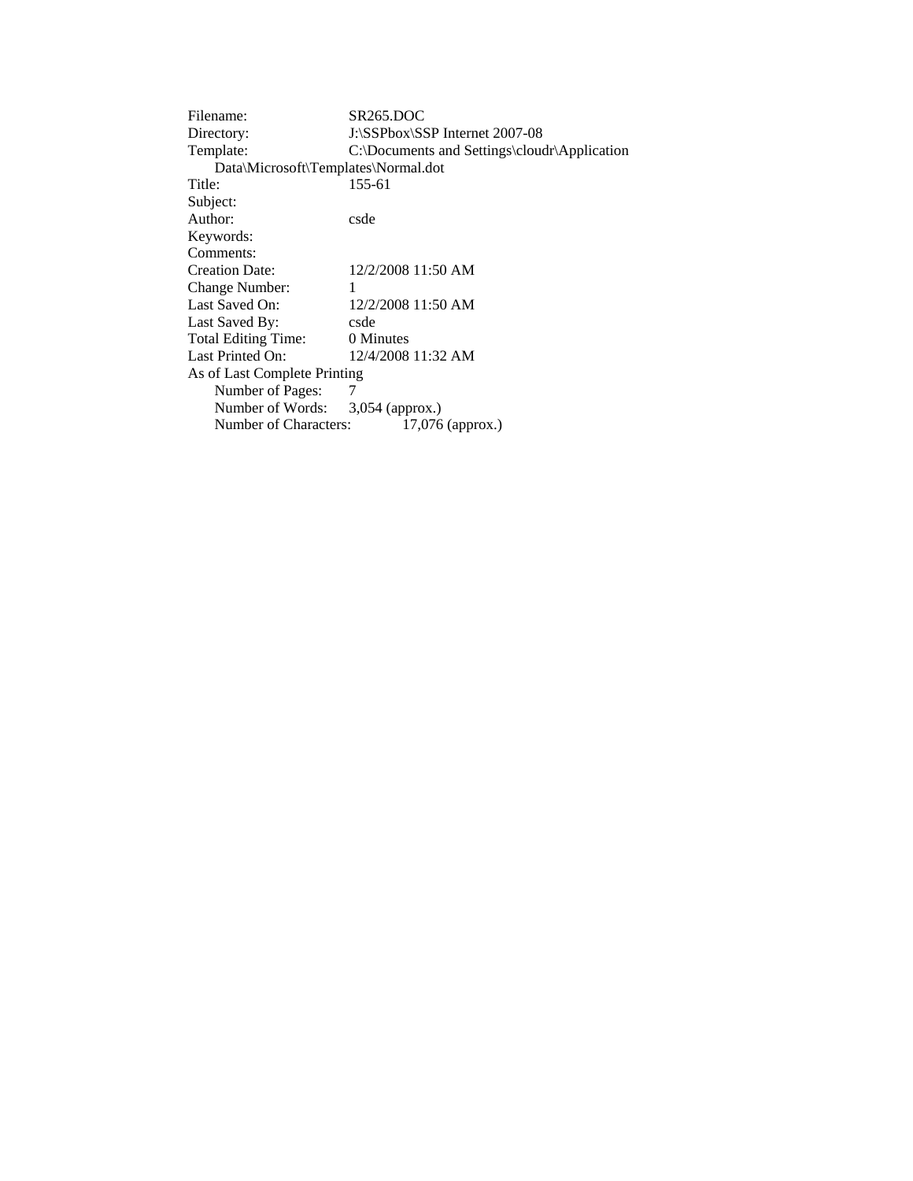Filename: SR265.DOC
Directory: J:\SSPbox\SSP Internet 2007-08
Template: C:\Documents and Settings\cloudr\Application Data\Microsoft\Templates\Normal.dot
Title: 155-61
Subject:
Author: csde
Keywords:
Comments:
Creation Date: 12/2/2008 11:50 AM
Change Number: 1
Last Saved On: 12/2/2008 11:50 AM
Last Saved By: csde
Total Editing Time: 0 Minutes
Last Printed On: 12/4/2008 11:32 AM
As of Last Complete Printing
Number of Pages: 7
Number of Words: 3,054 (approx.)
Number of Characters: 17,076 (approx.)